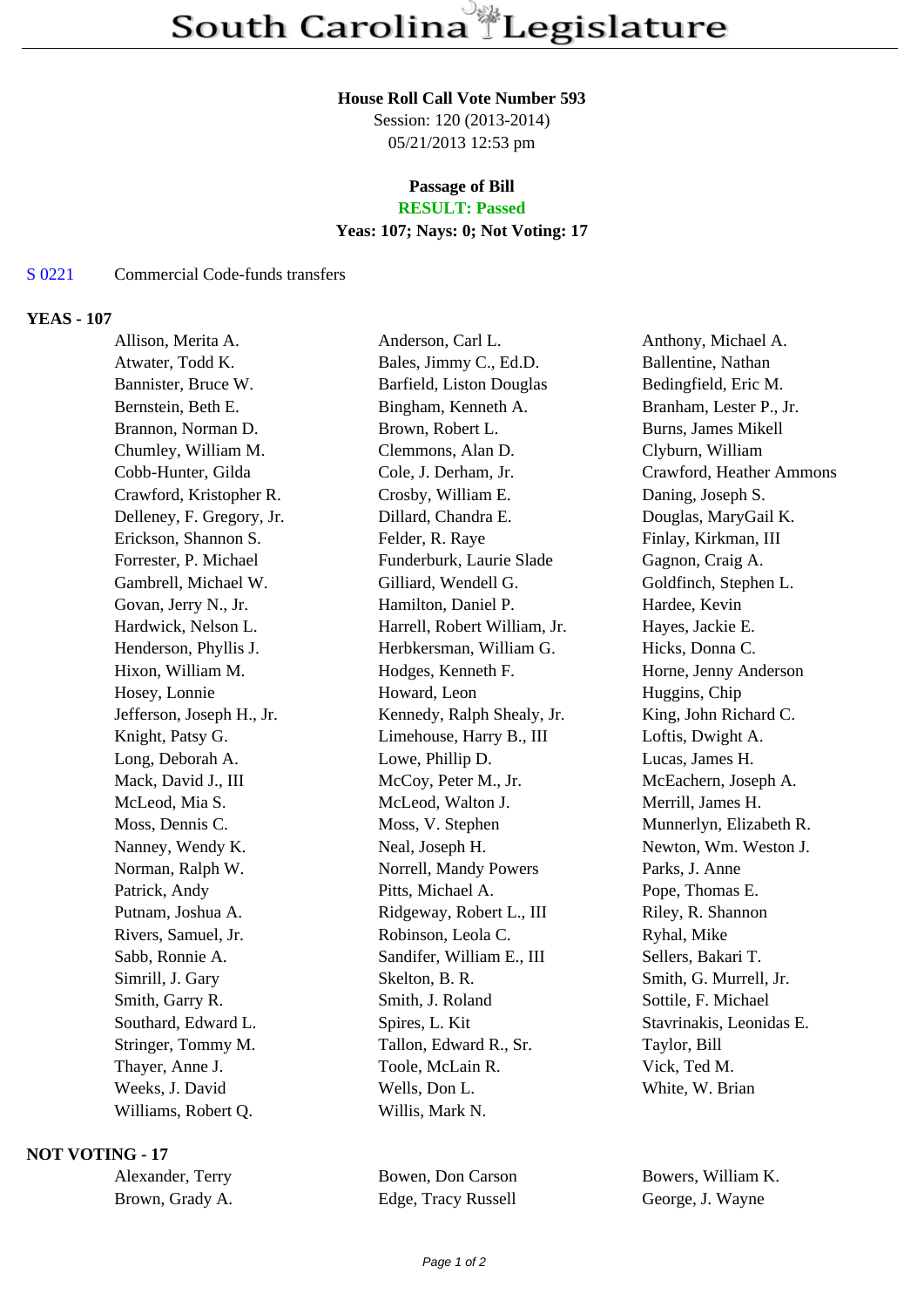# South Carolina Legislature

**House Roll Call Vote Number 593**
Session: 120 (2013-2014)
05/21/2013 12:53 pm

**Passage of Bill**
**RESULT: Passed**
**Yeas: 107; Nays: 0; Not Voting: 17**

S 0221 Commercial Code-funds transfers

## YEAS - 107

| | | |
|---|---|---|
| Allison, Merita A. | Anderson, Carl L. | Anthony, Michael A. |
| Atwater, Todd K. | Bales, Jimmy C., Ed.D. | Ballentine, Nathan |
| Bannister, Bruce W. | Barfield, Liston Douglas | Bedingfield, Eric M. |
| Bernstein, Beth E. | Bingham, Kenneth A. | Branham, Lester P., Jr. |
| Brannon, Norman D. | Brown, Robert L. | Burns, James Mikell |
| Chumley, William M. | Clemmons, Alan D. | Clyburn, William |
| Cobb-Hunter, Gilda | Cole, J. Derham, Jr. | Crawford, Heather Ammons |
| Crawford, Kristopher R. | Crosby, William E. | Daning, Joseph S. |
| Delleney, F. Gregory, Jr. | Dillard, Chandra E. | Douglas, MaryGail K. |
| Erickson, Shannon S. | Felder, R. Raye | Finlay, Kirkman, III |
| Forrester, P. Michael | Funderburk, Laurie Slade | Gagnon, Craig A. |
| Gambrell, Michael W. | Gilliard, Wendell G. | Goldfinch, Stephen L. |
| Govan, Jerry N., Jr. | Hamilton, Daniel P. | Hardee, Kevin |
| Hardwick, Nelson L. | Harrell, Robert William, Jr. | Hayes, Jackie E. |
| Henderson, Phyllis J. | Herbkersman, William G. | Hicks, Donna C. |
| Hixon, William M. | Hodges, Kenneth F. | Horne, Jenny Anderson |
| Hosey, Lonnie | Howard, Leon | Huggins, Chip |
| Jefferson, Joseph H., Jr. | Kennedy, Ralph Shealy, Jr. | King, John Richard C. |
| Knight, Patsy G. | Limehouse, Harry B., III | Loftis, Dwight A. |
| Long, Deborah A. | Lowe, Phillip D. | Lucas, James H. |
| Mack, David J., III | McCoy, Peter M., Jr. | McEachern, Joseph A. |
| McLeod, Mia S. | McLeod, Walton J. | Merrill, James H. |
| Moss, Dennis C. | Moss, V. Stephen | Munnerlyn, Elizabeth R. |
| Nanney, Wendy K. | Neal, Joseph H. | Newton, Wm. Weston J. |
| Norman, Ralph W. | Norrell, Mandy Powers | Parks, J. Anne |
| Patrick, Andy | Pitts, Michael A. | Pope, Thomas E. |
| Putnam, Joshua A. | Ridgeway, Robert L., III | Riley, R. Shannon |
| Rivers, Samuel, Jr. | Robinson, Leola C. | Ryhal, Mike |
| Sabb, Ronnie A. | Sandifer, William E., III | Sellers, Bakari T. |
| Simrill, J. Gary | Skelton, B. R. | Smith, G. Murrell, Jr. |
| Smith, Garry R. | Smith, J. Roland | Sottile, F. Michael |
| Southard, Edward L. | Spires, L. Kit | Stavrinakis, Leonidas E. |
| Stringer, Tommy M. | Tallon, Edward R., Sr. | Taylor, Bill |
| Thayer, Anne J. | Toole, McLain R. | Vick, Ted M. |
| Weeks, J. David | Wells, Don L. | White, W. Brian |
| Williams, Robert Q. | Willis, Mark N. | |

## NOT VOTING - 17

| | | |
|---|---|---|
| Alexander, Terry | Bowen, Don Carson | Bowers, William K. |
| Brown, Grady A. | Edge, Tracy Russell | George, J. Wayne |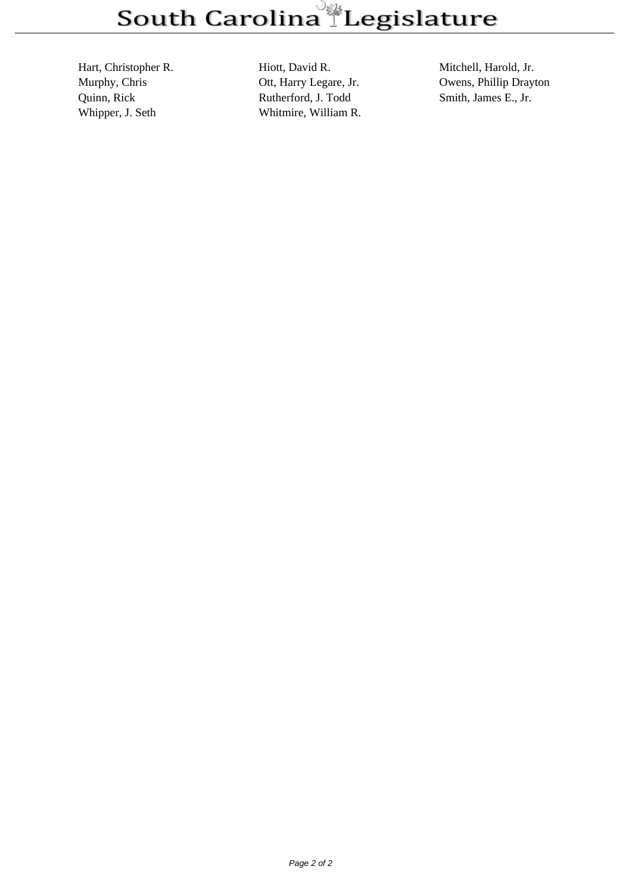| | | |
|---|---|---|
| Hart, Christopher R. | Hiott, David R. | Mitchell, Harold, Jr. |
| Murphy, Chris | Ott, Harry Legare, Jr. | Owens, Phillip Drayton |
| Quinn, Rick | Rutherford, J. Todd | Smith, James E., Jr. |
| Whipper, J. Seth | Whitmire, William R. | |